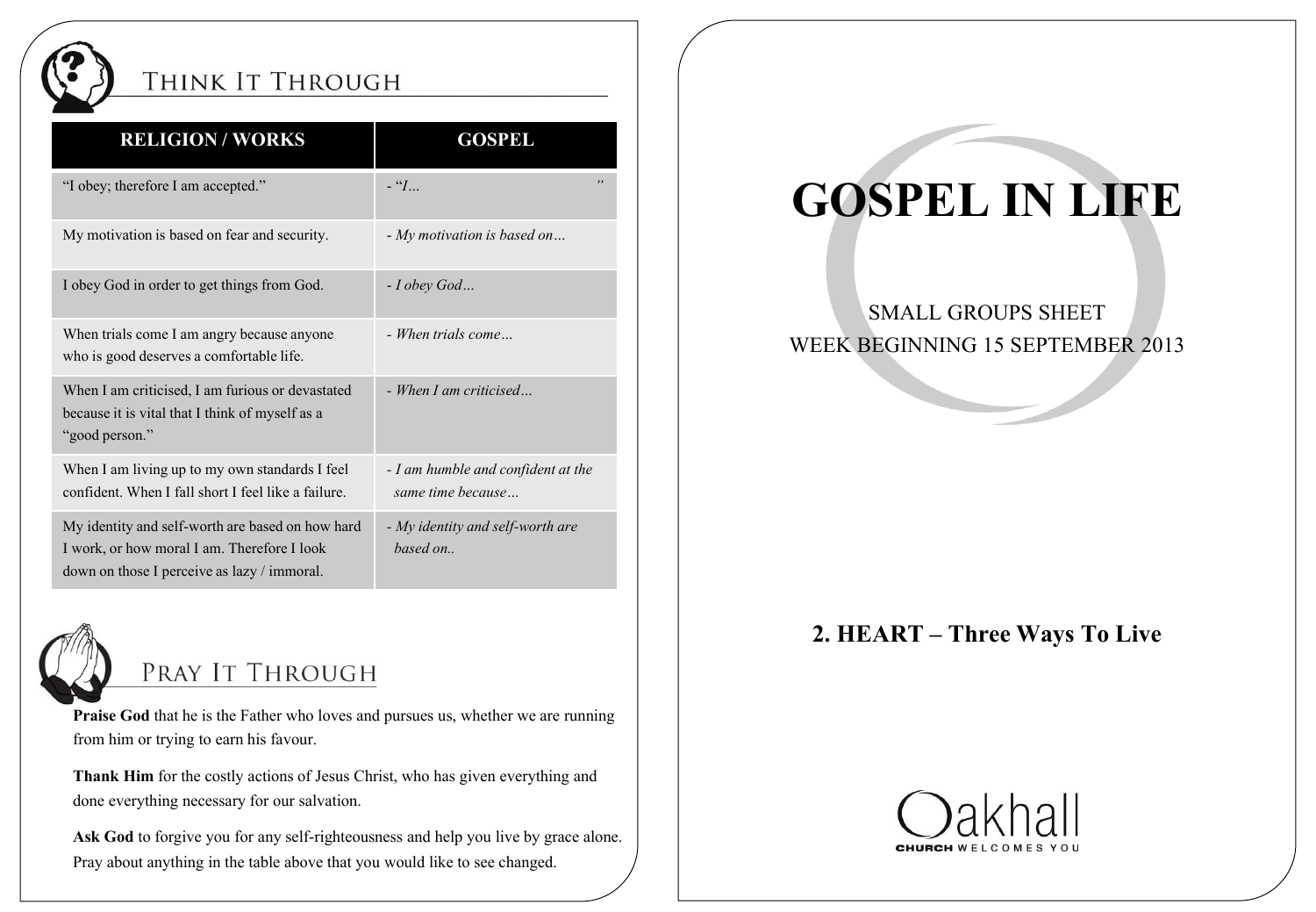## Think It Through

| RELIGION / WORKS | GOSPEL |
|---|---|
| "I obey; therefore I am accepted." | - *"I...* " |
| My motivation is based on fear and security. | - *My motivation is based on…* |
| I obey God in order to get things from God. | - *I obey God…* |
| When trials come I am angry because anyone who is good deserves a comfortable life. | - *When trials come…* |
| When I am criticised, I am furious or devastated because it is vital that I think of myself as a "good person." | - *When I am criticised…* |
| When I am living up to my own standards I feel confident. When I fall short I feel like a failure. | - *I am humble and confident at the same time because…* |
| My identity and self-worth are based on how hard I work, or how moral I am. Therefore I look down on those I perceive as lazy / immoral. | - *My identity and self-worth are based on..* |

## Pray It Through

**Praise God** that he is the Father who loves and pursues us, whether we are running from him or trying to earn his favour.

**Thank Him** for the costly actions of Jesus Christ, who has given everything and done everything necessary for our salvation.

**Ask God** to forgive you for any self-righteousness and help you live by grace alone. Pray about anything in the table above that you would like to see changed.

# GOSPEL IN LIFE

SMALL GROUPS SHEET
WEEK BEGINNING 15 SEPTEMBER 2013

## 2. HEART – Three Ways To Live

Oakhall
CHURCH WELCOMES YOU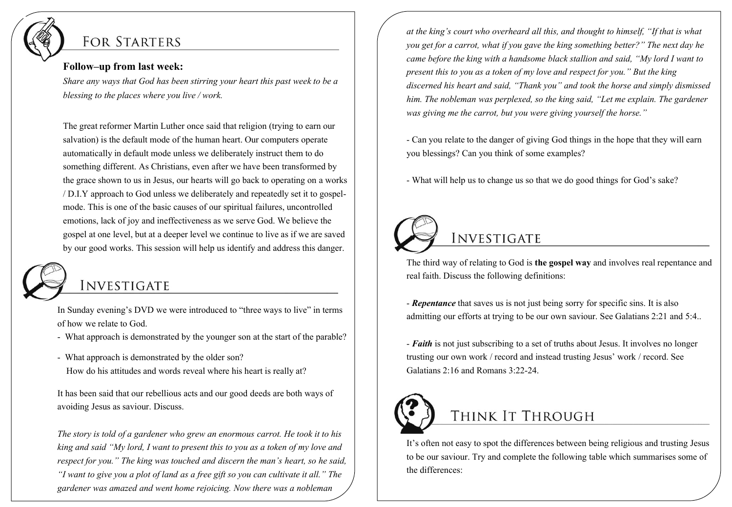## For Starters

**Follow–up from last week:**

*Share any ways that God has been stirring your heart this past week to be a blessing to the places where you live / work.*

The great reformer Martin Luther once said that religion (trying to earn our salvation) is the default mode of the human heart. Our computers operate automatically in default mode unless we deliberately instruct them to do something different. As Christians, even after we have been transformed by the grace shown to us in Jesus, our hearts will go back to operating on a works / D.I.Y approach to God unless we deliberately and repeatedly set it to gospel-mode. This is one of the basic causes of our spiritual failures, uncontrolled emotions, lack of joy and ineffectiveness as we serve God. We believe the gospel at one level, but at a deeper level we continue to live as if we are saved by our good works. This session will help us identify and address this danger.

## Investigate

In Sunday evening's DVD we were introduced to "three ways to live" in terms of how we relate to God.

- What approach is demonstrated by the younger son at the start of the parable?
- What approach is demonstrated by the older son?
  How do his attitudes and words reveal where his heart is really at?

It has been said that our rebellious acts and our good deeds are both ways of avoiding Jesus as saviour. Discuss.

*The story is told of a gardener who grew an enormous carrot. He took it to his king and said "My lord, I want to present this to you as a token of my love and respect for you." The king was touched and discern the man's heart, so he said, "I want to give you a plot of land as a free gift so you can cultivate it all." The gardener was amazed and went home rejoicing. Now there was a nobleman at the king's court who overheard all this, and thought to himself, "If that is what you get for a carrot, what if you gave the king something better?" The next day he came before the king with a handsome black stallion and said, "My lord I want to present this to you as a token of my love and respect for you." But the king discerned his heart and said, "Thank you" and took the horse and simply dismissed him. The nobleman was perplexed, so the king said, "Let me explain. The gardener was giving me the carrot, but you were giving yourself the horse."*

- Can you relate to the danger of giving God things in the hope that they will earn you blessings? Can you think of some examples?

- What will help us to change us so that we do good things for God's sake?

## Investigate

The third way of relating to God is **the gospel way** and involves real repentance and real faith. Discuss the following definitions:

- ***Repentance*** that saves us is not just being sorry for specific sins. It is also admitting our efforts at trying to be our own saviour. See Galatians 2:21 and 5:4..

- ***Faith*** is not just subscribing to a set of truths about Jesus. It involves no longer trusting our own work / record and instead trusting Jesus' work / record. See Galatians 2:16 and Romans 3:22-24.

## Think It Through

It's often not easy to spot the differences between being religious and trusting Jesus to be our saviour. Try and complete the following table which summarises some of the differences: